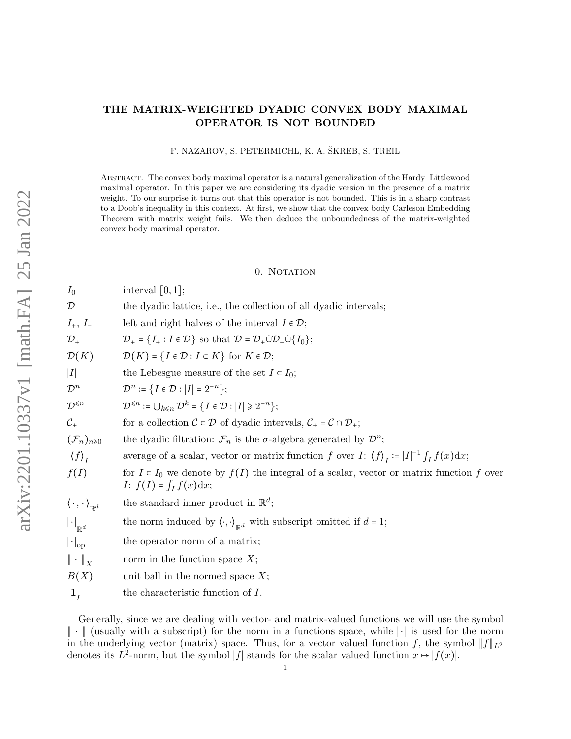# THE MATRIX-WEIGHTED DYADIC CONVEX BODY MAXIMAL OPERATOR IS NOT BOUNDED

F. NAZAROV, S. PETERMICHL, K. A. ŠKREB, S. TREIL

Abstract. The convex body maximal operator is a natural generalization of the Hardy–Littlewood maximal operator. In this paper we are considering its dyadic version in the presence of a matrix weight. To our surprise it turns out that this operator is not bounded. This is in a sharp contrast to a Doob's inequality in this context. At first, we show that the convex body Carleson Embedding Theorem with matrix weight fails. We then deduce the unboundedness of the matrix-weighted convex body maximal operator.

## 0. Notation

| | |
|---|---|
| $I_0$ | interval $[0,1]$; |
| $\mathcal{D}$ | the dyadic lattice, i.e., the collection of all dyadic intervals; |
| $I_+$, $I_-$ | left and right halves of the interval $I \in \mathcal{D}$; |
| $\mathcal{D}_\pm$ | $\mathcal{D}_\pm = \{I_\pm : I \in \mathcal{D}\}$ so that $\mathcal{D} = \mathcal{D}_+ \dot\cup \mathcal{D}_- \dot\cup \{I_0\}$; |
| $\mathcal{D}(K)$ | $\mathcal{D}(K) = \{I \in \mathcal{D} : I \subset K\}$ for $K \in \mathcal{D}$; |
| $\lvert I\rvert$ | the Lebesgue measure of the set $I \subset I_0$; |
| $\mathcal{D}^n$ | $\mathcal{D}^n := \{I \in \mathcal{D} : \lvert I\rvert = 2^{-n}\}$; |
| $\mathcal{D}^{\leqslant n}$ | $\mathcal{D}^{\leqslant n} := \bigcup_{k \leqslant n} \mathcal{D}^k = \{I \in \mathcal{D} : \lvert I\rvert \geqslant 2^{-n}\}$; |
| $\mathcal{C}_\pm$ | for a collection $\mathcal{C} \subset \mathcal{D}$ of dyadic intervals, $\mathcal{C}_\pm = \mathcal{C} \cap \mathcal{D}_\pm$; |
| $(\mathcal{F}_n)_{n\geqslant 0}$ | the dyadic filtration: $\mathcal{F}_n$ is the $\sigma$-algebra generated by $\mathcal{D}^n$; |
| $\langle f\rangle_I$ | average of a scalar, vector or matrix function $f$ over $I$: $\langle f\rangle_I := \lvert I\rvert^{-1}\int_I f(x)\mathrm{d}x$; |
| $f(I)$ | for $I \subset I_0$ we denote by $f(I)$ the integral of a scalar, vector or matrix function $f$ over $I$: $f(I) = \int_I f(x)\mathrm{d}x$; |
| $\langle\cdot,\cdot\rangle_{\mathbb{R}^d}$ | the standard inner product in $\mathbb{R}^d$; |
| $\lvert\cdot\rvert_{\mathbb{R}^d}$ | the norm induced by $\langle\cdot,\cdot\rangle_{\mathbb{R}^d}$ with subscript omitted if $d = 1$; |
| $\lvert\cdot\rvert_{\mathrm{op}}$ | the operator norm of a matrix; |
| $\lVert\cdot\rVert_X$ | norm in the function space $X$; |
| $B(X)$ | unit ball in the normed space $X$; |
| $\mathbf{1}_I$ | the characteristic function of $I$. |

Generally, since we are dealing with vector- and matrix-valued functions we will use the symbol $\lVert\cdot\rVert$ (usually with a subscript) for the norm in a functions space, while $\lvert\cdot\rvert$ is used for the norm in the underlying vector (matrix) space. Thus, for a vector valued function $f$, the symbol $\lVert f\rVert_{L^2}$ denotes its $L^2$-norm, but the symbol $\lvert f\rvert$ stands for the scalar valued function $x \mapsto \lvert f(x)\rvert$.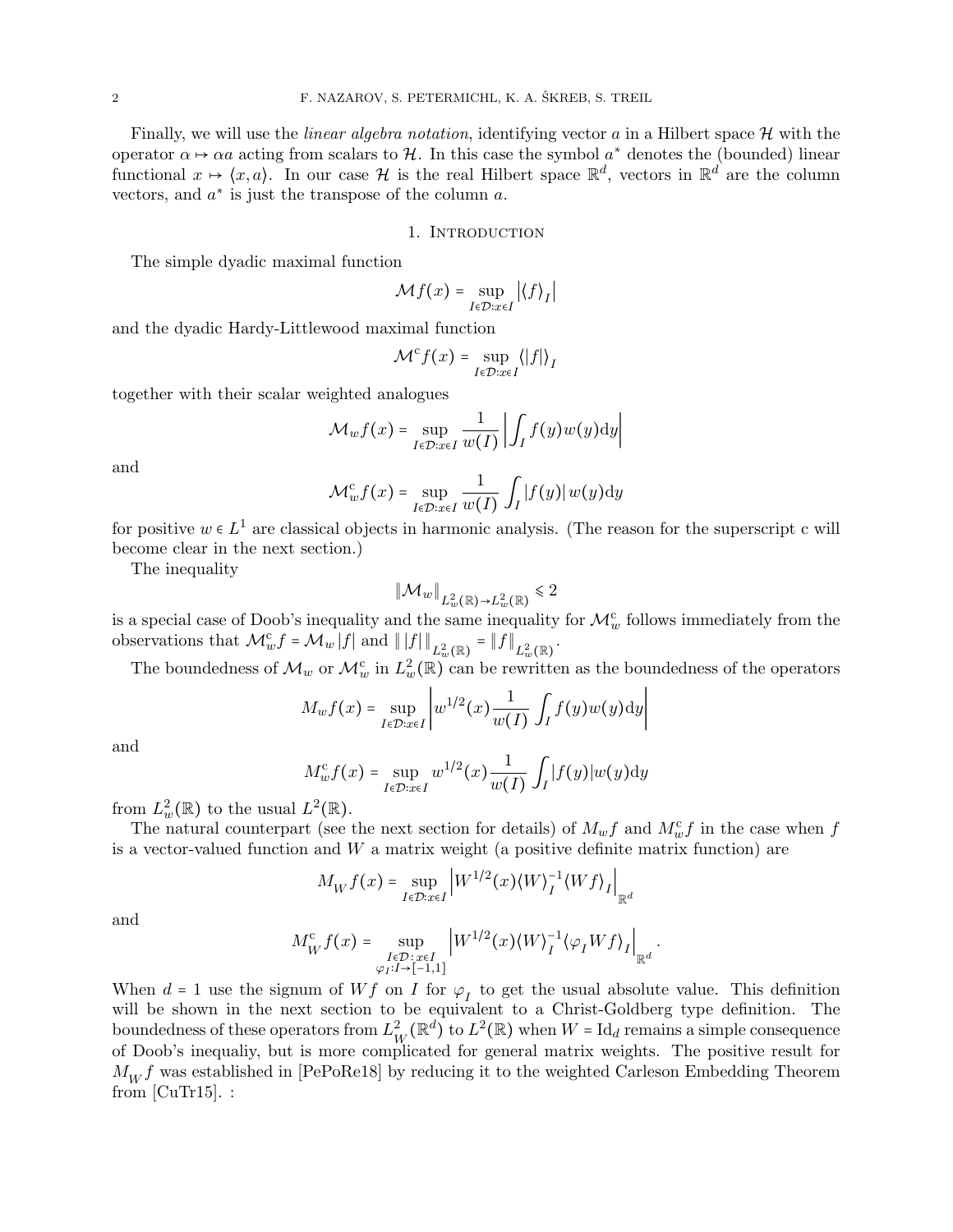Finally, we will use the *linear algebra notation*, identifying vector $a$ in a Hilbert space $\mathcal{H}$ with the operator $\alpha \mapsto \alpha a$ acting from scalars to $\mathcal{H}$. In this case the symbol $a^*$ denotes the (bounded) linear functional $x \mapsto \langle x, a\rangle$. In our case $\mathcal{H}$ is the real Hilbert space $\mathbb{R}^d$, vectors in $\mathbb{R}^d$ are the column vectors, and $a^*$ is just the transpose of the column $a$.

## 1. Introduction

The simple dyadic maximal function

$$\mathcal{M}f(x) = \sup_{I\in\mathcal{D}:x\in I} \left|\langle f\rangle_I\right|$$

and the dyadic Hardy-Littlewood maximal function

$$\mathcal{M}^{\mathrm{c}}f(x) = \sup_{I\in\mathcal{D}:x\in I} \langle |f|\rangle_I$$

together with their scalar weighted analogues

$$\mathcal{M}_w f(x) = \sup_{I\in\mathcal{D}:x\in I} \frac{1}{w(I)}\left|\int_I f(y)w(y)\mathrm{d}y\right|$$

and

$$\mathcal{M}^{\mathrm{c}}_w f(x) = \sup_{I\in\mathcal{D}:x\in I} \frac{1}{w(I)}\int_I |f(y)|\, w(y)\mathrm{d}y$$

for positive $w \in L^1$ are classical objects in harmonic analysis. (The reason for the superscript c will become clear in the next section.)

The inequality

$$\|\mathcal{M}_w\|_{L^2_w(\mathbb{R})\to L^2_w(\mathbb{R})} \leqslant 2$$

is a special case of Doob's inequality and the same inequality for $\mathcal{M}^{\mathrm{c}}_w$ follows immediately from the observations that $\mathcal{M}^{\mathrm{c}}_w f = \mathcal{M}_w |f|$ and $\|\,|f|\,\|_{L^2_w(\mathbb{R})} = \|f\|_{L^2_w(\mathbb{R})}$.

The boundedness of $\mathcal{M}_w$ or $\mathcal{M}^{\mathrm{c}}_w$ in $L^2_w(\mathbb{R})$ can be rewritten as the boundedness of the operators

$$M_w f(x) = \sup_{I\in\mathcal{D}:x\in I} \left|w^{1/2}(x)\frac{1}{w(I)}\int_I f(y)w(y)\mathrm{d}y\right|$$

and

$$M^{\mathrm{c}}_w f(x) = \sup_{I\in\mathcal{D}:x\in I} w^{1/2}(x)\frac{1}{w(I)}\int_I |f(y)|w(y)\mathrm{d}y$$

from $L^2_w(\mathbb{R})$ to the usual $L^2(\mathbb{R})$.

The natural counterpart (see the next section for details) of $M_w f$ and $M^{\mathrm{c}}_w f$ in the case when $f$ is a vector-valued function and $W$ a matrix weight (a positive definite matrix function) are

$$M_W f(x) = \sup_{I\in\mathcal{D}:x\in I} \left|W^{1/2}(x)\langle W\rangle_I^{-1}\langle Wf\rangle_I\right|_{\mathbb{R}^d}$$

and

$$M^{\mathrm{c}}_W f(x) = \sup_{\substack{I\in\mathcal{D}:x\in I\\ \varphi_I:I\to[-1,1]}} \left|W^{1/2}(x)\langle W\rangle_I^{-1}\langle \varphi_I W f\rangle_I\right|_{\mathbb{R}^d}.$$

When $d = 1$ use the signum of $Wf$ on $I$ for $\varphi_I$ to get the usual absolute value. This definition will be shown in the next section to be equivalent to a Christ-Goldberg type definition. The boundedness of these operators from $L^2_W(\mathbb{R}^d)$ to $L^2(\mathbb{R})$ when $W = \mathrm{Id}_d$ remains a simple consequence of Doob's inequaliy, but is more complicated for general matrix weights. The positive result for $M_W f$ was established in [PePoRe18] by reducing it to the weighted Carleson Embedding Theorem from [CuTr15]. :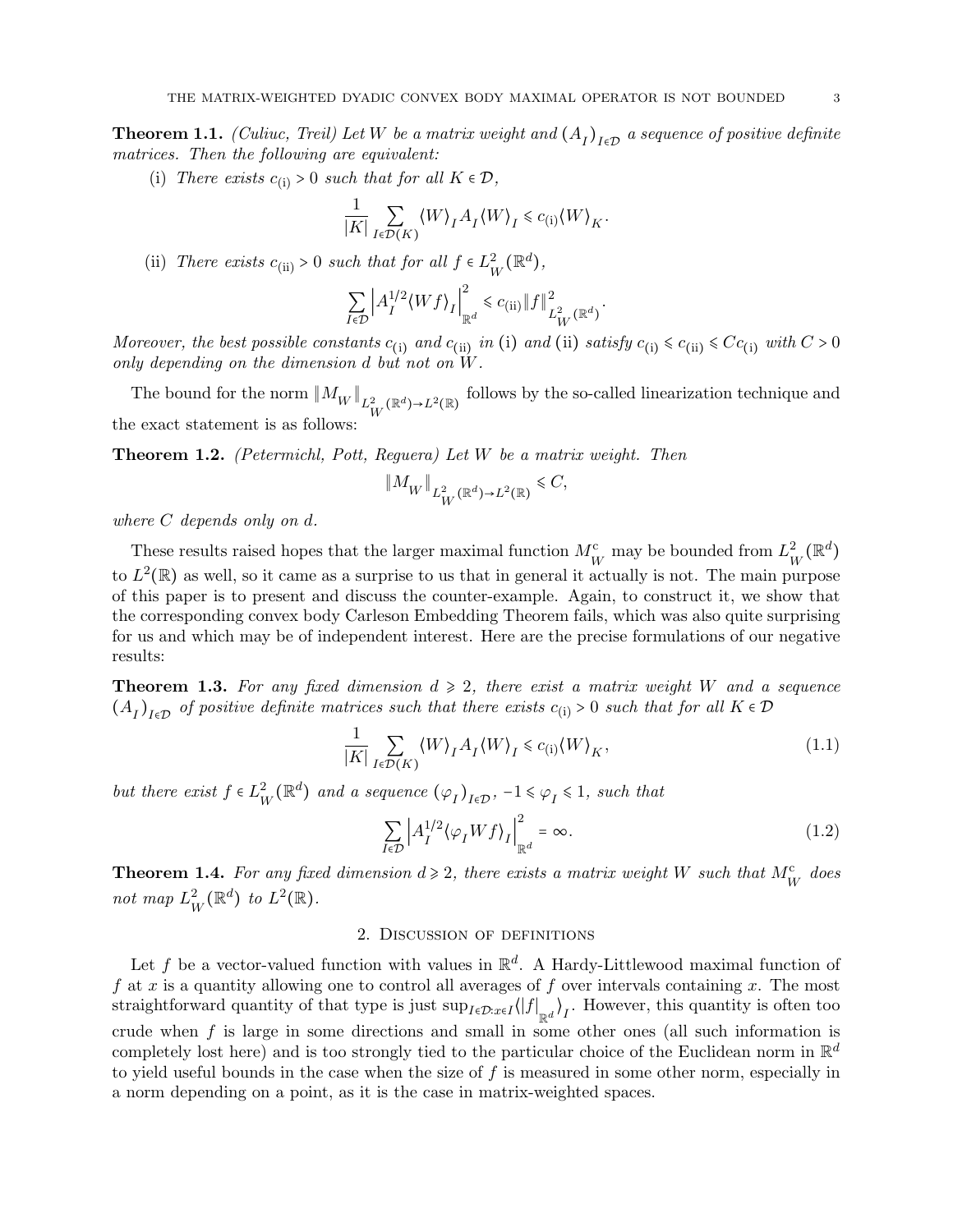**Theorem 1.1.** *(Culiuc, Treil) Let $W$ be a matrix weight and $(A_I)_{I\in\mathcal{D}}$ a sequence of positive definite matrices. Then the following are equivalent:*

(i) *There exists $c_{(\mathrm{i})} > 0$ such that for all $K \in \mathcal{D}$,*

$$\frac{1}{|K|}\sum_{I\in\mathcal{D}(K)} \langle W\rangle_I A_I \langle W\rangle_I \leqslant c_{(\mathrm{i})}\langle W\rangle_K.$$

(ii) *There exists $c_{(\mathrm{ii})} > 0$ such that for all $f \in L^2_W(\mathbb{R}^d)$,*

$$\sum_{I\in\mathcal{D}} \left| A_I^{1/2}\langle Wf\rangle_I \right|^2_{\mathbb{R}^d} \leqslant c_{(\mathrm{ii})}\|f\|^2_{L^2_W(\mathbb{R}^d)}.$$

*Moreover, the best possible constants $c_{(\mathrm{i})}$ and $c_{(\mathrm{ii})}$ in* (i) *and* (ii) *satisfy $c_{(\mathrm{i})} \leqslant c_{(\mathrm{ii})} \leqslant C c_{(\mathrm{i})}$ with $C > 0$ only depending on the dimension $d$ but not on $W$.*

The bound for the norm $\|M_W\|_{L^2_W(\mathbb{R}^d)\to L^2(\mathbb{R})}$ follows by the so-called linearization technique and the exact statement is as follows:

**Theorem 1.2.** *(Petermichl, Pott, Reguera) Let $W$ be a matrix weight. Then*

$$\|M_W\|_{L^2_W(\mathbb{R}^d)\to L^2(\mathbb{R})} \leqslant C,$$

*where $C$ depends only on $d$.*

These results raised hopes that the larger maximal function $M^{\mathrm{c}}_W$ may be bounded from $L^2_W(\mathbb{R}^d)$ to $L^2(\mathbb{R})$ as well, so it came as a surprise to us that in general it actually is not. The main purpose of this paper is to present and discuss the counter-example. Again, to construct it, we show that the corresponding convex body Carleson Embedding Theorem fails, which was also quite surprising for us and which may be of independent interest. Here are the precise formulations of our negative results:

**Theorem 1.3.** *For any fixed dimension $d \geqslant 2$, there exist a matrix weight $W$ and a sequence $(A_I)_{I\in\mathcal{D}}$ of positive definite matrices such that there exists $c_{(\mathrm{i})} > 0$ such that for all $K \in \mathcal{D}$*

$$\frac{1}{|K|}\sum_{I\in\mathcal{D}(K)} \langle W\rangle_I A_I \langle W\rangle_I \leqslant c_{(\mathrm{i})}\langle W\rangle_K, \tag{1.1}$$

*but there exist $f \in L^2_W(\mathbb{R}^d)$ and a sequence $(\varphi_I)_{I\in\mathcal{D}}$, $-1 \leqslant \varphi_I \leqslant 1$, such that*

$$\sum_{I\in\mathcal{D}} \left| A_I^{1/2}\langle \varphi_I W f\rangle_I \right|^2_{\mathbb{R}^d} = \infty. \tag{1.2}$$

**Theorem 1.4.** *For any fixed dimension $d \geqslant 2$, there exists a matrix weight $W$ such that $M^{\mathrm{c}}_W$ does not map $L^2_W(\mathbb{R}^d)$ to $L^2(\mathbb{R})$.*

## 2. Discussion of definitions

Let $f$ be a vector-valued function with values in $\mathbb{R}^d$. A Hardy-Littlewood maximal function of $f$ at $x$ is a quantity allowing one to control all averages of $f$ over intervals containing $x$. The most straightforward quantity of that type is just $\sup_{I\in\mathcal{D}:x\in I}\langle |f|_{\mathbb{R}^d}\rangle_I$. However, this quantity is often too crude when $f$ is large in some directions and small in some other ones (all such information is completely lost here) and is too strongly tied to the particular choice of the Euclidean norm in $\mathbb{R}^d$ to yield useful bounds in the case when the size of $f$ is measured in some other norm, especially in a norm depending on a point, as it is the case in matrix-weighted spaces.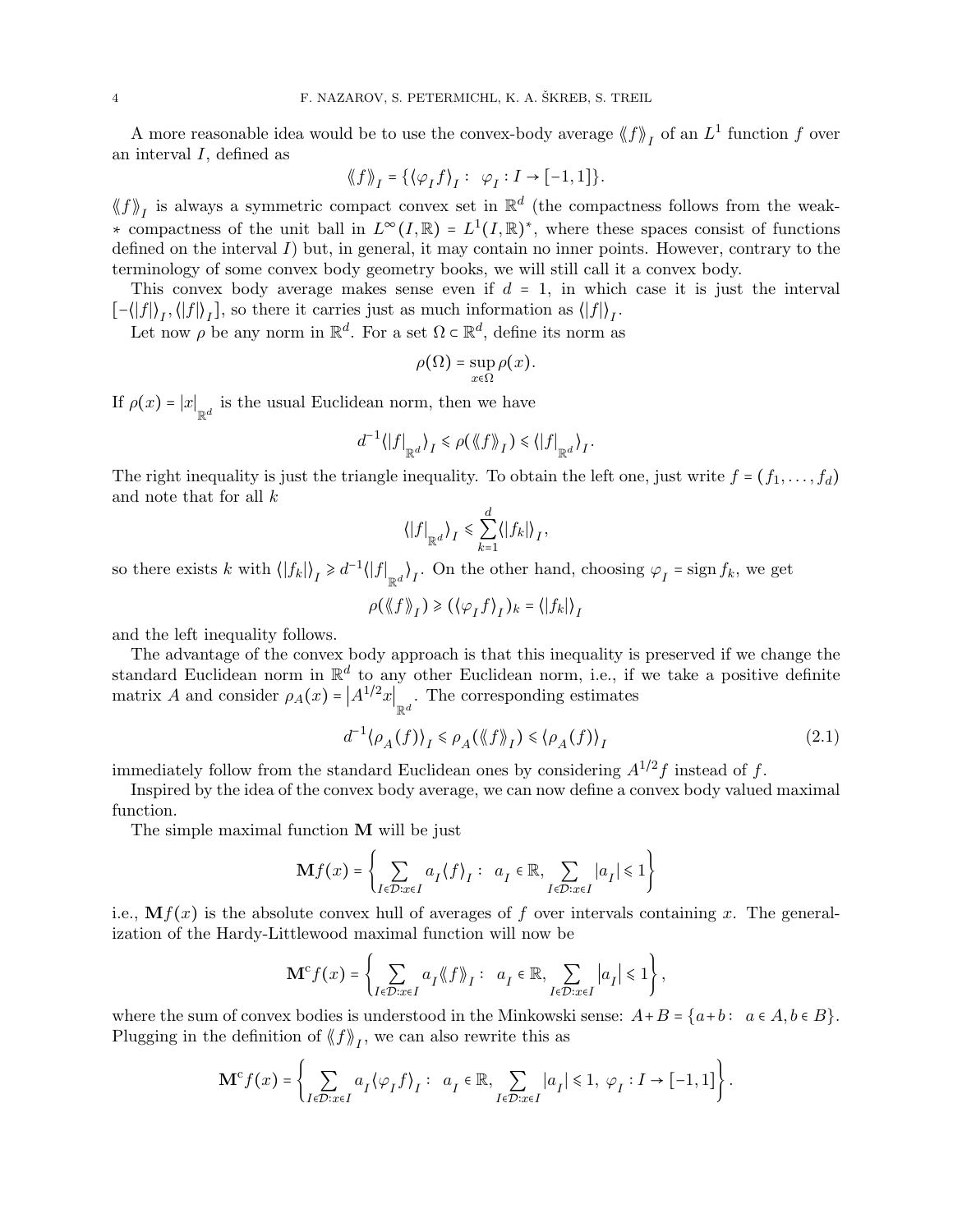A more reasonable idea would be to use the convex-body average $\langle\!\langle f \rangle\!\rangle_I$ of an $L^1$ function $f$ over an interval $I$, defined as

$$\langle\!\langle f \rangle\!\rangle_I = \{ \langle \varphi_I f \rangle_I : \ \varphi_I : I \to [-1,1] \}.$$

$\langle\!\langle f \rangle\!\rangle_I$ is always a symmetric compact convex set in $\mathbb{R}^d$ (the compactness follows from the weak-$*$ compactness of the unit ball in $L^\infty(I,\mathbb{R}) = L^1(I,\mathbb{R})^*$, where these spaces consist of functions defined on the interval $I$) but, in general, it may contain no inner points. However, contrary to the terminology of some convex body geometry books, we will still call it a convex body.

This convex body average makes sense even if $d = 1$, in which case it is just the interval $[-\langle |f| \rangle_I, \langle |f| \rangle_I]$, so there it carries just as much information as $\langle |f| \rangle_I$.

Let now $\rho$ be any norm in $\mathbb{R}^d$. For a set $\Omega \subset \mathbb{R}^d$, define its norm as

$$\rho(\Omega) = \sup_{x \in \Omega} \rho(x).$$

If $\rho(x) = |x|_{\mathbb{R}^d}$ is the usual Euclidean norm, then we have

$$d^{-1} \langle |f|_{\mathbb{R}^d} \rangle_I \leqslant \rho(\langle\!\langle f \rangle\!\rangle_I) \leqslant \langle |f|_{\mathbb{R}^d} \rangle_I.$$

The right inequality is just the triangle inequality. To obtain the left one, just write $f = (f_1, \ldots, f_d)$ and note that for all $k$

$$\langle |f|_{\mathbb{R}^d} \rangle_I \leqslant \sum_{k=1}^d \langle |f_k| \rangle_I,$$

so there exists $k$ with $\langle |f_k| \rangle_I \geqslant d^{-1} \langle |f|_{\mathbb{R}^d} \rangle_I$. On the other hand, choosing $\varphi_I = \operatorname{sign} f_k$, we get

$$\rho(\langle\!\langle f \rangle\!\rangle_I) \geqslant (\langle \varphi_I f \rangle_I)_k = \langle |f_k| \rangle_I$$

and the left inequality follows.

The advantage of the convex body approach is that this inequality is preserved if we change the standard Euclidean norm in $\mathbb{R}^d$ to any other Euclidean norm, i.e., if we take a positive definite matrix $A$ and consider $\rho_A(x) = |A^{1/2} x|_{\mathbb{R}^d}$. The corresponding estimates

$$d^{-1} \langle \rho_A(f) \rangle_I \leqslant \rho_A(\langle\!\langle f \rangle\!\rangle_I) \leqslant \langle \rho_A(f) \rangle_I \tag{2.1}$$

immediately follow from the standard Euclidean ones by considering $A^{1/2} f$ instead of $f$.

Inspired by the idea of the convex body average, we can now define a convex body valued maximal function.

The simple maximal function $\mathbf{M}$ will be just

$$\mathbf{M} f(x) = \left\{ \sum_{I \in \mathcal{D}: x \in I} a_I \langle f \rangle_I : \ a_I \in \mathbb{R}, \sum_{I \in \mathcal{D}: x \in I} |a_I| \leqslant 1 \right\}$$

i.e., $\mathbf{M} f(x)$ is the absolute convex hull of averages of $f$ over intervals containing $x$. The generalization of the Hardy-Littlewood maximal function will now be

$$\mathbf{M}^{\mathrm{c}} f(x) = \left\{ \sum_{I \in \mathcal{D}: x \in I} a_I \langle\!\langle f \rangle\!\rangle_I : \ a_I \in \mathbb{R}, \sum_{I \in \mathcal{D}: x \in I} |a_I| \leqslant 1 \right\},$$

where the sum of convex bodies is understood in the Minkowski sense: $A + B = \{a + b : \ a \in A, b \in B\}$. Plugging in the definition of $\langle\!\langle f \rangle\!\rangle_I$, we can also rewrite this as

$$\mathbf{M}^{\mathrm{c}} f(x) = \left\{ \sum_{I \in \mathcal{D}: x \in I} a_I \langle \varphi_I f \rangle_I : \ a_I \in \mathbb{R}, \sum_{I \in \mathcal{D}: x \in I} |a_I| \leqslant 1, \ \varphi_I : I \to [-1,1] \right\}.$$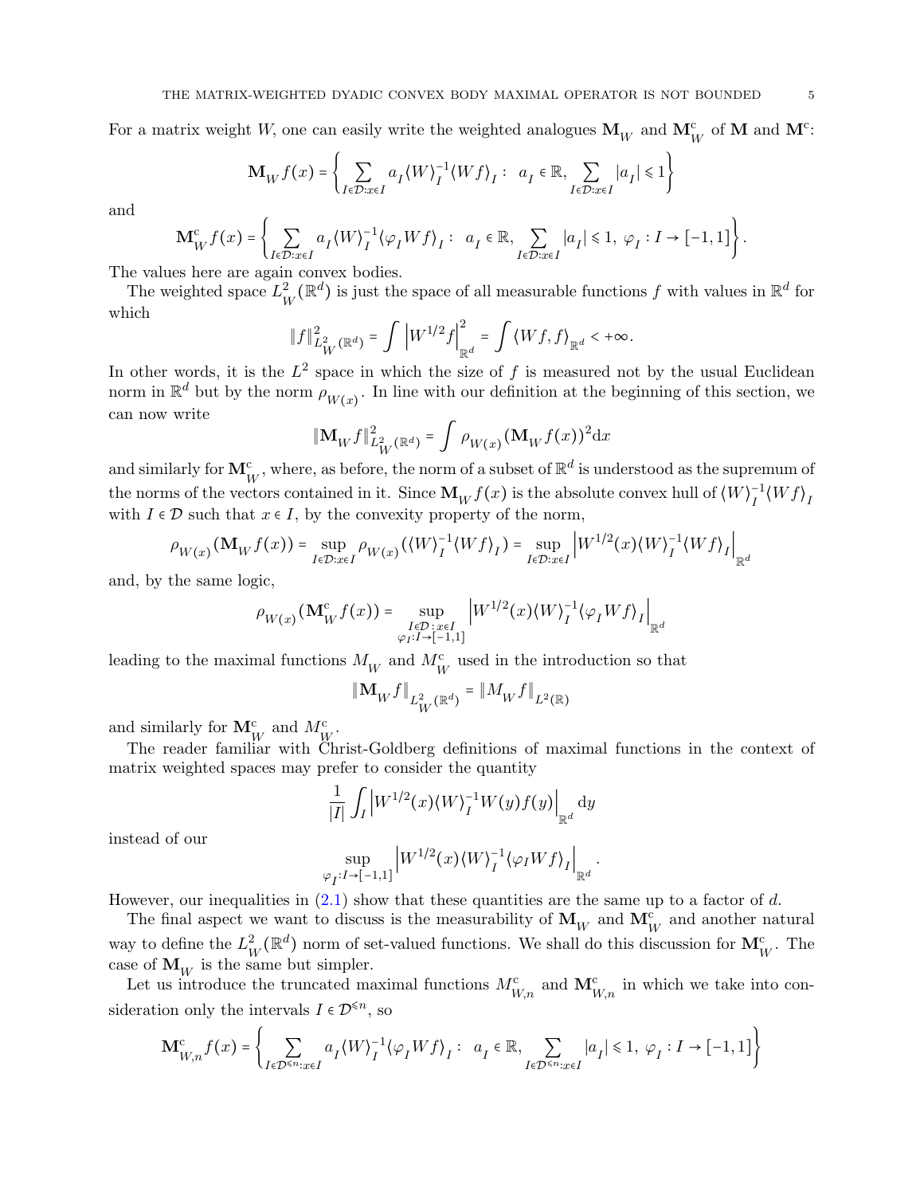For a matrix weight $W$, one can easily write the weighted analogues $\mathbf{M}_W$ and $\mathbf{M}^{\mathrm{c}}_W$ of $\mathbf{M}$ and $\mathbf{M}^{\mathrm{c}}$:

$$\mathbf{M}_W f(x) = \left\{ \sum_{I \in \mathcal{D}: x \in I} a_I \langle W \rangle_I^{-1} \langle W f \rangle_I : \;\; a_I \in \mathbb{R}, \sum_{I \in \mathcal{D}: x \in I} |a_I| \leqslant 1 \right\}$$

and

$$\mathbf{M}^{\mathrm{c}}_W f(x) = \left\{ \sum_{I \in \mathcal{D}: x \in I} a_I \langle W \rangle_I^{-1} \langle \varphi_I W f \rangle_I : \;\; a_I \in \mathbb{R}, \sum_{I \in \mathcal{D}: x \in I} |a_I| \leqslant 1, \; \varphi_I : I \to [-1,1] \right\}.$$

The values here are again convex bodies.

The weighted space $L^2_W(\mathbb{R}^d)$ is just the space of all measurable functions $f$ with values in $\mathbb{R}^d$ for which

$$\|f\|^2_{L^2_W(\mathbb{R}^d)} = \int \left| W^{1/2} f \right|^2_{\mathbb{R}^d} = \int \langle W f, f \rangle_{\mathbb{R}^d} < +\infty.$$

In other words, it is the $L^2$ space in which the size of $f$ is measured not by the usual Euclidean norm in $\mathbb{R}^d$ but by the norm $\rho_{W(x)}$. In line with our definition at the beginning of this section, we can now write

$$\|\mathbf{M}_W f\|^2_{L^2_W(\mathbb{R}^d)} = \int \rho_{W(x)}(\mathbf{M}_W f(x))^2 \mathrm{d}x$$

and similarly for $\mathbf{M}^{\mathrm{c}}_W$, where, as before, the norm of a subset of $\mathbb{R}^d$ is understood as the supremum of the norms of the vectors contained in it. Since $\mathbf{M}_W f(x)$ is the absolute convex hull of $\langle W \rangle_I^{-1} \langle W f \rangle_I$ with $I \in \mathcal{D}$ such that $x \in I$, by the convexity property of the norm,

$$\rho_{W(x)}(\mathbf{M}_W f(x)) = \sup_{I \in \mathcal{D}: x \in I} \rho_{W(x)}(\langle W \rangle_I^{-1} \langle W f \rangle_I) = \sup_{I \in \mathcal{D}: x \in I} \left| W^{1/2}(x) \langle W \rangle_I^{-1} \langle W f \rangle_I \right|_{\mathbb{R}^d}$$

and, by the same logic,

$$\rho_{W(x)}(\mathbf{M}^{\mathrm{c}}_W f(x)) = \sup_{\substack{I \in \mathcal{D}: x \in I \\ \varphi_I : I \to [-1,1]}} \left| W^{1/2}(x) \langle W \rangle_I^{-1} \langle \varphi_I W f \rangle_I \right|_{\mathbb{R}^d}$$

leading to the maximal functions $M_W$ and $M^{\mathrm{c}}_W$ used in the introduction so that

$$\|\mathbf{M}_W f\|_{L^2_W(\mathbb{R}^d)} = \|M_W f\|_{L^2(\mathbb{R})}$$

and similarly for $\mathbf{M}^{\mathrm{c}}_W$ and $M^{\mathrm{c}}_W$.

The reader familiar with Christ-Goldberg definitions of maximal functions in the context of matrix weighted spaces may prefer to consider the quantity

$$\frac{1}{|I|} \int_I \left| W^{1/2}(x) \langle W \rangle_I^{-1} W(y) f(y) \right|_{\mathbb{R}^d} \mathrm{d}y$$

instead of our

$$\sup_{\varphi_I : I \to [-1,1]} \left| W^{1/2}(x) \langle W \rangle_I^{-1} \langle \varphi_I W f \rangle_I \right|_{\mathbb{R}^d}.$$

However, our inequalities in (2.1) show that these quantities are the same up to a factor of $d$.

The final aspect we want to discuss is the measurability of $\mathbf{M}_W$ and $\mathbf{M}^{\mathrm{c}}_W$ and another natural way to define the $L^2_W(\mathbb{R}^d)$ norm of set-valued functions. We shall do this discussion for $\mathbf{M}^{\mathrm{c}}_W$. The case of $\mathbf{M}_W$ is the same but simpler.

Let us introduce the truncated maximal functions $M^{\mathrm{c}}_{W,n}$ and $\mathbf{M}^{\mathrm{c}}_{W,n}$ in which we take into consideration only the intervals $I \in \mathcal{D}^{\leqslant n}$, so

$$\mathbf{M}^{\mathrm{c}}_{W,n} f(x) = \left\{ \sum_{I \in \mathcal{D}^{\leqslant n}: x \in I} a_I \langle W \rangle_I^{-1} \langle \varphi_I W f \rangle_I : \;\; a_I \in \mathbb{R}, \sum_{I \in \mathcal{D}^{\leqslant n}: x \in I} |a_I| \leqslant 1, \; \varphi_I : I \to [-1,1] \right\}$$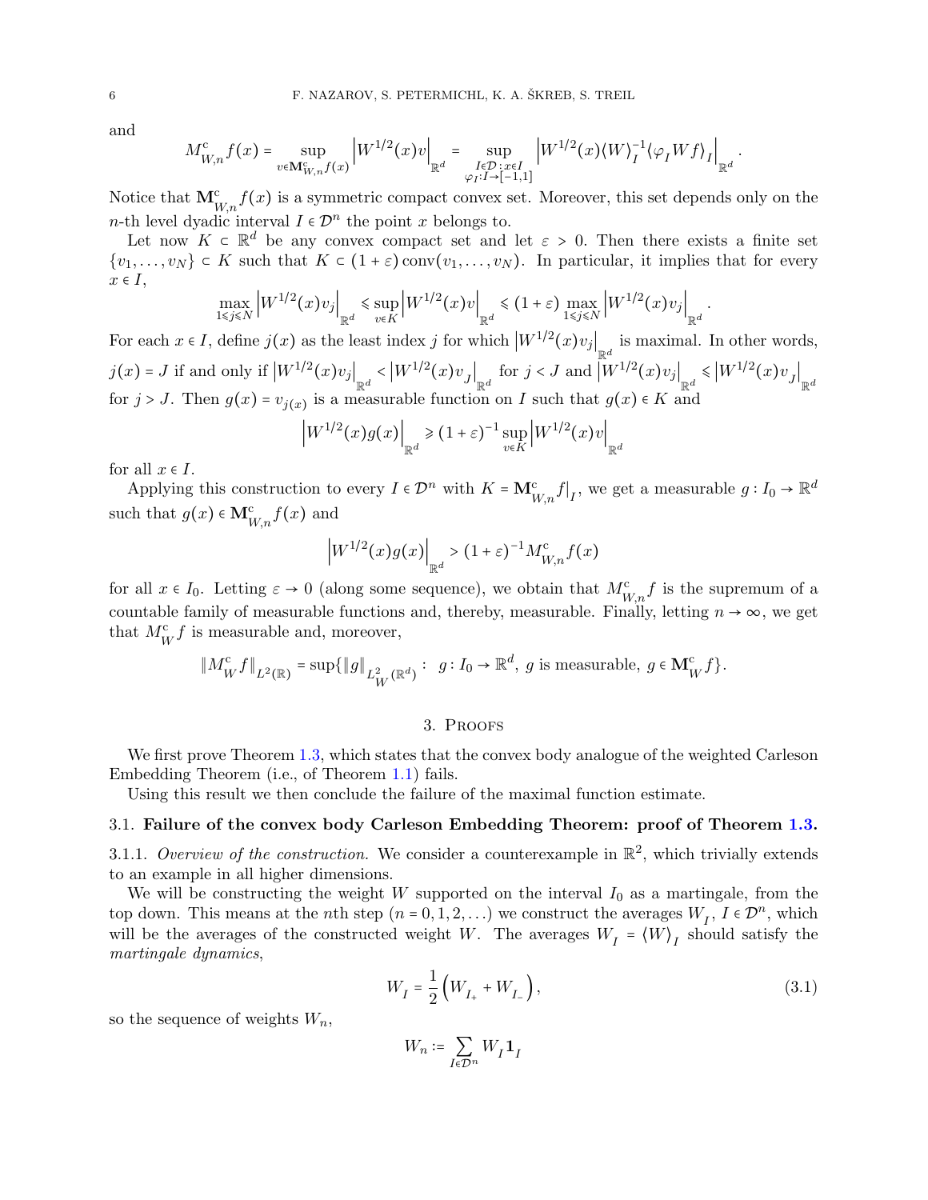and

$$M^{\mathrm{c}}_{W,n} f(x) = \sup_{v \in \mathbf{M}^{\mathrm{c}}_{W,n} f(x)} \left| W^{1/2}(x) v \right|_{\mathbb{R}^d} = \sup_{\substack{I \in \mathcal{D} : x \in I \\ \varphi_I : I \to [-1,1]}} \left| W^{1/2}(x) \langle W \rangle_I^{-1} \langle \varphi_I W f \rangle_I \right|_{\mathbb{R}^d} .$$

Notice that $\mathbf{M}^{\mathrm{c}}_{W,n} f(x)$ is a symmetric compact convex set. Moreover, this set depends only on the $n$-th level dyadic interval $I \in \mathcal{D}^n$ the point $x$ belongs to.

Let now $K \subset \mathbb{R}^d$ be any convex compact set and let $\varepsilon > 0$. Then there exists a finite set $\{v_1, \ldots, v_N\} \subset K$ such that $K \subset (1+\varepsilon)\operatorname{conv}(v_1, \ldots, v_N)$. In particular, it implies that for every $x \in I$,

$$\max_{1 \leqslant j \leqslant N} \left| W^{1/2}(x) v_j \right|_{\mathbb{R}^d} \leqslant \sup_{v \in K} \left| W^{1/2}(x) v \right|_{\mathbb{R}^d} \leqslant (1+\varepsilon) \max_{1 \leqslant j \leqslant N} \left| W^{1/2}(x) v_j \right|_{\mathbb{R}^d} .$$

For each $x \in I$, define $j(x)$ as the least index $j$ for which $\left| W^{1/2}(x) v_j \right|_{\mathbb{R}^d}$ is maximal. In other words, $j(x) = J$ if and only if $\left| W^{1/2}(x) v_j \right|_{\mathbb{R}^d} < \left| W^{1/2}(x) v_J \right|_{\mathbb{R}^d}$ for $j < J$ and $\left| W^{1/2}(x) v_j \right|_{\mathbb{R}^d} \leqslant \left| W^{1/2}(x) v_J \right|_{\mathbb{R}^d}$ for $j > J$. Then $g(x) = v_{j(x)}$ is a measurable function on $I$ such that $g(x) \in K$ and

$$\left| W^{1/2}(x) g(x) \right|_{\mathbb{R}^d} \geqslant (1+\varepsilon)^{-1} \sup_{v \in K} \left| W^{1/2}(x) v \right|_{\mathbb{R}^d}$$

for all $x \in I$.

Applying this construction to every $I \in \mathcal{D}^n$ with $K = \mathbf{M}^{\mathrm{c}}_{W,n} f\big|_I$, we get a measurable $g : I_0 \to \mathbb{R}^d$ such that $g(x) \in \mathbf{M}^{\mathrm{c}}_{W,n} f(x)$ and

$$\left| W^{1/2}(x) g(x) \right|_{\mathbb{R}^d} > (1+\varepsilon)^{-1} M^{\mathrm{c}}_{W,n} f(x)$$

for all $x \in I_0$. Letting $\varepsilon \to 0$ (along some sequence), we obtain that $M^{\mathrm{c}}_{W,n} f$ is the supremum of a countable family of measurable functions and, thereby, measurable. Finally, letting $n \to \infty$, we get that $M^{\mathrm{c}}_W f$ is measurable and, moreover,

$$\| M^{\mathrm{c}}_W f \|_{L^2(\mathbb{R})} = \sup\{ \|g\|_{L^2_W(\mathbb{R}^d)} : \ g : I_0 \to \mathbb{R}^d, \ g \text{ is measurable}, \ g \in \mathbf{M}^{\mathrm{c}}_W f \}.$$

## 3. Proofs

We first prove Theorem 1.3, which states that the convex body analogue of the weighted Carleson Embedding Theorem (i.e., of Theorem 1.1) fails.

Using this result we then conclude the failure of the maximal function estimate.

### 3.1. Failure of the convex body Carleson Embedding Theorem: proof of Theorem 1.3.

3.1.1. *Overview of the construction.* We consider a counterexample in $\mathbb{R}^2$, which trivially extends to an example in all higher dimensions.

We will be constructing the weight $W$ supported on the interval $I_0$ as a martingale, from the top down. This means at the $n$th step ($n = 0, 1, 2, \ldots$) we construct the averages $W_I$, $I \in \mathcal{D}^n$, which will be the averages of the constructed weight $W$. The averages $W_I = \langle W \rangle_I$ should satisfy the *martingale dynamics*,

$$W_I = \frac{1}{2}\left( W_{I_+} + W_{I_-} \right), \tag{3.1}$$

so the sequence of weights $W_n$,

$$W_n := \sum_{I \in \mathcal{D}^n} W_I \mathbf{1}_I$$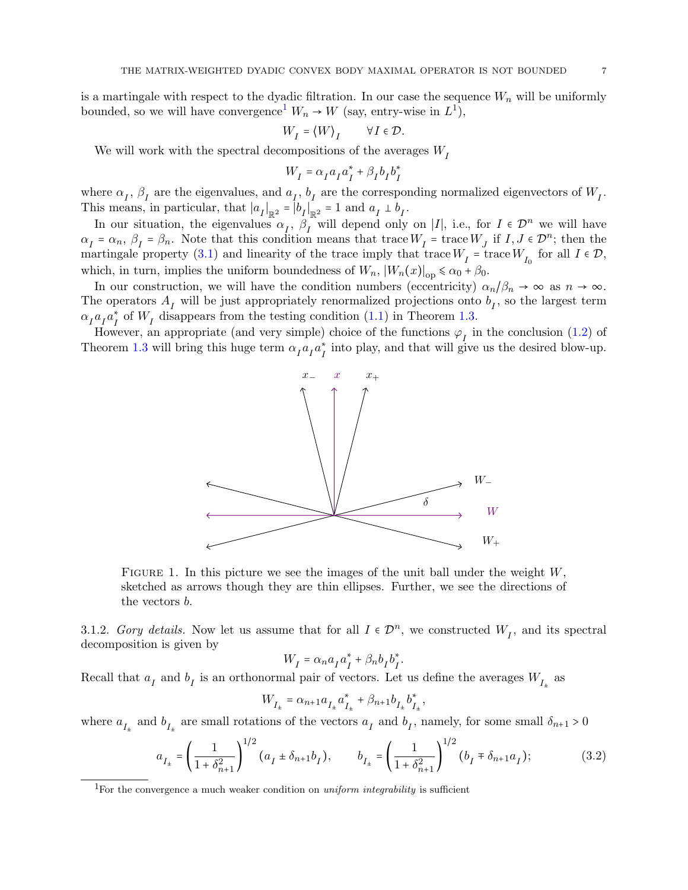is a martingale with respect to the dyadic filtration. In our case the sequence $W_n$ will be uniformly bounded, so we will have convergence[1] $W_n \to W$ (say, entry-wise in $L^1$),

$$W_I = \langle W \rangle_I \qquad \forall I \in \mathcal{D}.$$

We will work with the spectral decompositions of the averages $W_I$

$$W_I = \alpha_I a_I a_I^* + \beta_I b_I b_I^*$$

where $\alpha_I$, $\beta_I$ are the eigenvalues, and $a_I$, $b_I$ are the corresponding normalized eigenvectors of $W_I$. This means, in particular, that $|a_I|_{\mathbb{R}^2} = |b_I|_{\mathbb{R}^2} = 1$ and $a_I \perp b_I$.

In our situation, the eigenvalues $\alpha_I$, $\beta_I$ will depend only on $|I|$, i.e., for $I \in \mathcal{D}^n$ we will have $\alpha_I = \alpha_n$, $\beta_I = \beta_n$. Note that this condition means that $\operatorname{trace} W_I = \operatorname{trace} W_J$ if $I, J \in \mathcal{D}^n$; then the martingale property (3.1) and linearity of the trace imply that $\operatorname{trace} W_I = \operatorname{trace} W_{I_0}$ for all $I \in \mathcal{D}$, which, in turn, implies the uniform boundedness of $W_n$, $|W_n(x)|_{\text{op}} \leqslant \alpha_0 + \beta_0$.

In our construction, we will have the condition numbers (eccentricity) $\alpha_n/\beta_n \to \infty$ as $n \to \infty$. The operators $A_I$ will be just appropriately renormalized projections onto $b_I$, so the largest term $\alpha_I a_I a_I^*$ of $W_I$ disappears from the testing condition (1.1) in Theorem 1.3.

However, an appropriate (and very simple) choice of the functions $\varphi_I$ in the conclusion (1.2) of Theorem 1.3 will bring this huge term $\alpha_I a_I a_I^*$ into play, and that will give us the desired blow-up.

FIGURE 1. In this picture we see the images of the unit ball under the weight $W$, sketched as arrows though they are thin ellipses. Further, we see the directions of the vectors $b$.

3.1.2. *Gory details.* Now let us assume that for all $I \in \mathcal{D}^n$, we constructed $W_I$, and its spectral decomposition is given by

$$W_I = \alpha_n a_I a_I^* + \beta_n b_I b_I^*.$$

Recall that $a_I$ and $b_I$ is an orthonormal pair of vectors. Let us define the averages $W_{I_\pm}$ as

$$W_{I_\pm} = \alpha_{n+1} a_{I_\pm} a_{I_\pm}^* + \beta_{n+1} b_{I_\pm} b_{I_\pm}^*,$$

where $a_{I_\pm}$ and $b_{I_\pm}$ are small rotations of the vectors $a_I$ and $b_I$, namely, for some small $\delta_{n+1} > 0$

$$a_{I_\pm} = \left(\frac{1}{1+\delta_{n+1}^2}\right)^{1/2} (a_I \pm \delta_{n+1} b_I), \qquad b_{I_\pm} = \left(\frac{1}{1+\delta_{n+1}^2}\right)^{1/2} (b_I \mp \delta_{n+1} a_I); \tag{3.2}$$

[1] For the convergence a much weaker condition on *uniform integrability* is sufficient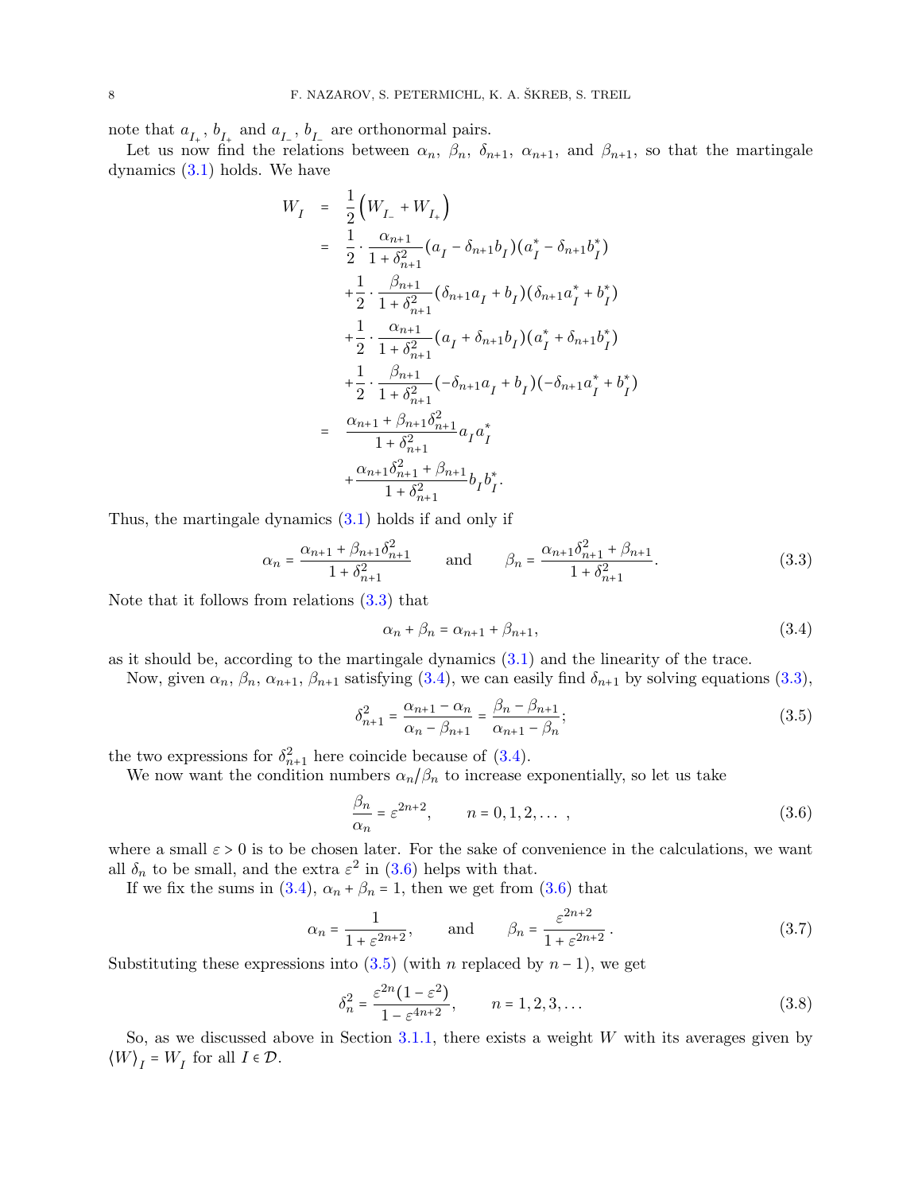note that $a_{I_+}$, $b_{I_+}$ and $a_{I_-}$, $b_{I_-}$ are orthonormal pairs.

Let us now find the relations between $\alpha_n$, $\beta_n$, $\delta_{n+1}$, $\alpha_{n+1}$, and $\beta_{n+1}$, so that the martingale dynamics (3.1) holds. We have

$$
\begin{aligned}
W_I &= \frac{1}{2}\Big(W_{I_-} + W_{I_+}\Big) \\
&= \frac{1}{2}\cdot\frac{\alpha_{n+1}}{1+\delta_{n+1}^2}(a_I - \delta_{n+1}b_I)(a_I^* - \delta_{n+1}b_I^*) \\
&\quad + \frac{1}{2}\cdot\frac{\beta_{n+1}}{1+\delta_{n+1}^2}(\delta_{n+1}a_I + b_I)(\delta_{n+1}a_I^* + b_I^*) \\
&\quad + \frac{1}{2}\cdot\frac{\alpha_{n+1}}{1+\delta_{n+1}^2}(a_I + \delta_{n+1}b_I)(a_I^* + \delta_{n+1}b_I^*) \\
&\quad + \frac{1}{2}\cdot\frac{\beta_{n+1}}{1+\delta_{n+1}^2}(-\delta_{n+1}a_I + b_I)(-\delta_{n+1}a_I^* + b_I^*) \\
&= \frac{\alpha_{n+1} + \beta_{n+1}\delta_{n+1}^2}{1+\delta_{n+1}^2}a_I a_I^* \\
&\quad + \frac{\alpha_{n+1}\delta_{n+1}^2 + \beta_{n+1}}{1+\delta_{n+1}^2}b_I b_I^*.
\end{aligned}
$$

Thus, the martingale dynamics (3.1) holds if and only if

$$
\alpha_n = \frac{\alpha_{n+1} + \beta_{n+1}\delta_{n+1}^2}{1+\delta_{n+1}^2} \qquad \text{and} \qquad \beta_n = \frac{\alpha_{n+1}\delta_{n+1}^2 + \beta_{n+1}}{1+\delta_{n+1}^2}. \tag{3.3}
$$

Note that it follows from relations (3.3) that

$$
\alpha_n + \beta_n = \alpha_{n+1} + \beta_{n+1}, \tag{3.4}
$$

as it should be, according to the martingale dynamics (3.1) and the linearity of the trace.

Now, given $\alpha_n$, $\beta_n$, $\alpha_{n+1}$, $\beta_{n+1}$ satisfying (3.4), we can easily find $\delta_{n+1}$ by solving equations (3.3),

$$
\delta_{n+1}^2 = \frac{\alpha_{n+1} - \alpha_n}{\alpha_n - \beta_{n+1}} = \frac{\beta_n - \beta_{n+1}}{\alpha_{n+1} - \beta_n}; \tag{3.5}
$$

the two expressions for $\delta_{n+1}^2$ here coincide because of (3.4).

We now want the condition numbers $\alpha_n/\beta_n$ to increase exponentially, so let us take

$$
\frac{\beta_n}{\alpha_n} = \varepsilon^{2n+2}, \qquad n = 0, 1, 2, \dots\,, \tag{3.6}
$$

where a small $\varepsilon > 0$ is to be chosen later. For the sake of convenience in the calculations, we want all $\delta_n$ to be small, and the extra $\varepsilon^2$ in (3.6) helps with that.

If we fix the sums in (3.4), $\alpha_n + \beta_n = 1$, then we get from (3.6) that

$$
\alpha_n = \frac{1}{1+\varepsilon^{2n+2}}, \qquad \text{and} \qquad \beta_n = \frac{\varepsilon^{2n+2}}{1+\varepsilon^{2n+2}}\,. \tag{3.7}
$$

Substituting these expressions into (3.5) (with $n$ replaced by $n-1$), we get

$$
\delta_n^2 = \frac{\varepsilon^{2n}(1-\varepsilon^2)}{1-\varepsilon^{4n+2}}, \qquad n = 1, 2, 3, \dots \tag{3.8}
$$

So, as we discussed above in Section 3.1.1, there exists a weight $W$ with its averages given by $\langle W\rangle_I = W_I$ for all $I \in \mathcal{D}$.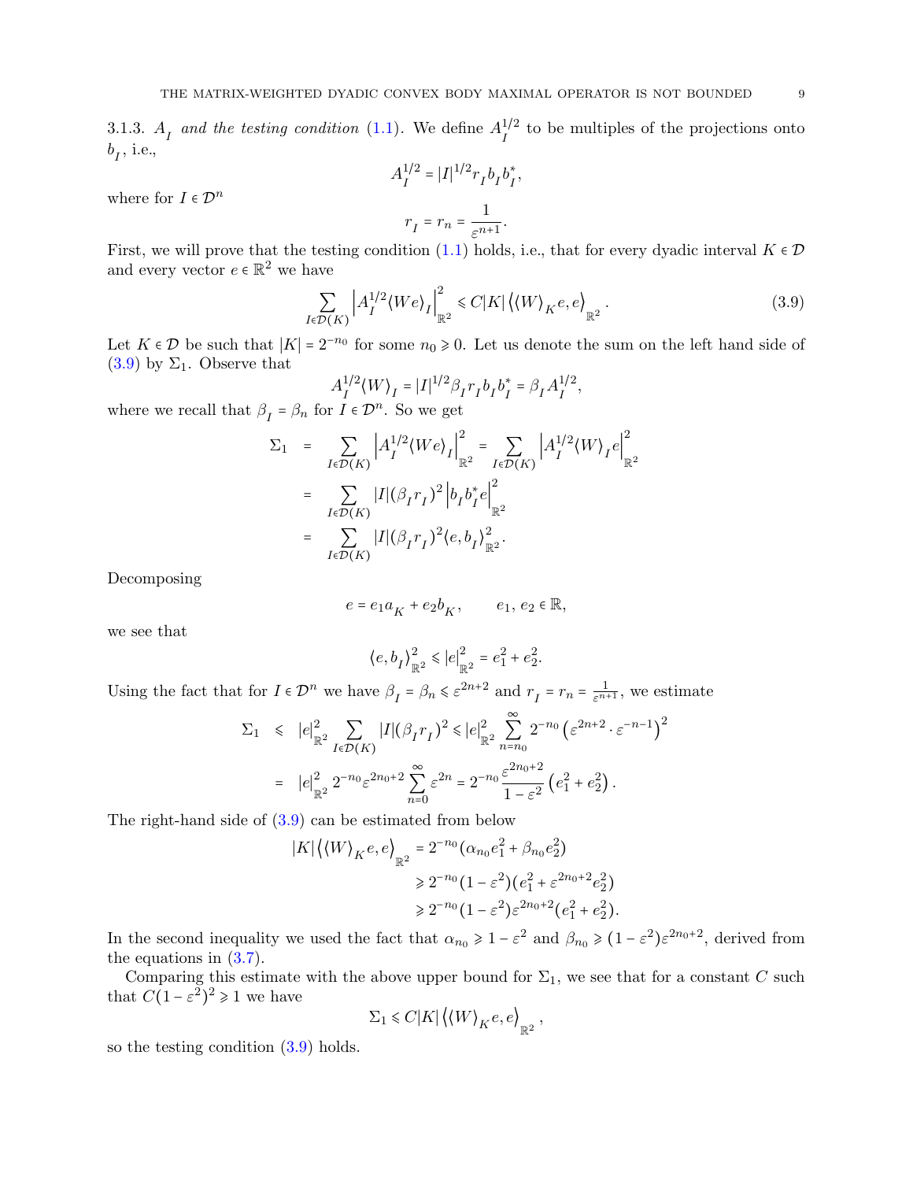3.1.3. $A_I$ *and the testing condition* (1.1). We define $A_I^{1/2}$ to be multiples of the projections onto $b_I$, i.e.,

$$A_I^{1/2} = |I|^{1/2} r_I b_I b_I^*,$$

where for $I \in \mathcal{D}^n$

$$r_I = r_n = \frac{1}{\varepsilon^{n+1}}.$$

First, we will prove that the testing condition (1.1) holds, i.e., that for every dyadic interval $K \in \mathcal{D}$ and every vector $e \in \mathbb{R}^2$ we have

$$\sum_{I \in \mathcal{D}(K)} \left| A_I^{1/2} \langle We \rangle_I \right|_{\mathbb{R}^2}^2 \leqslant C|K| \left\langle \langle W \rangle_K e, e \right\rangle_{\mathbb{R}^2}. \tag{3.9}$$

Let $K \in \mathcal{D}$ be such that $|K| = 2^{-n_0}$ for some $n_0 \geqslant 0$. Let us denote the sum on the left hand side of (3.9) by $\Sigma_1$. Observe that

$$A_I^{1/2} \langle W \rangle_I = |I|^{1/2} \beta_I r_I b_I b_I^* = \beta_I A_I^{1/2},$$

where we recall that $\beta_I = \beta_n$ for $I \in \mathcal{D}^n$. So we get

$$\begin{aligned}
\Sigma_1 &= \sum_{I \in \mathcal{D}(K)} \left| A_I^{1/2} \langle We \rangle_I \right|_{\mathbb{R}^2}^2 = \sum_{I \in \mathcal{D}(K)} \left| A_I^{1/2} \langle W \rangle_I e \right|_{\mathbb{R}^2}^2 \\
&= \sum_{I \in \mathcal{D}(K)} |I| (\beta_I r_I)^2 \left| b_I b_I^* e \right|_{\mathbb{R}^2}^2 \\
&= \sum_{I \in \mathcal{D}(K)} |I| (\beta_I r_I)^2 \langle e, b_I \rangle_{\mathbb{R}^2}^2.
\end{aligned}$$

Decomposing

$$e = e_1 a_K + e_2 b_K, \qquad e_1,\, e_2 \in \mathbb{R},$$

we see that

$$\langle e, b_I \rangle_{\mathbb{R}^2}^2 \leqslant |e|_{\mathbb{R}^2}^2 = e_1^2 + e_2^2.$$

Using the fact that for $I \in \mathcal{D}^n$ we have $\beta_I = \beta_n \leqslant \varepsilon^{2n+2}$ and $r_I = r_n = \frac{1}{\varepsilon^{n+1}}$, we estimate

$$\begin{aligned}
\Sigma_1 &\leqslant |e|_{\mathbb{R}^2}^2 \sum_{I \in \mathcal{D}(K)} |I| (\beta_I r_I)^2 \leqslant |e|_{\mathbb{R}^2}^2 \sum_{n=n_0}^{\infty} 2^{-n_0} \left( \varepsilon^{2n+2} \cdot \varepsilon^{-n-1} \right)^2 \\
&= |e|_{\mathbb{R}^2}^2 \, 2^{-n_0} \varepsilon^{2n_0+2} \sum_{n=0}^{\infty} \varepsilon^{2n} = 2^{-n_0} \frac{\varepsilon^{2n_0+2}}{1-\varepsilon^2} \left( e_1^2 + e_2^2 \right).
\end{aligned}$$

The right-hand side of (3.9) can be estimated from below

$$\begin{aligned}
|K| \left\langle \langle W \rangle_K e, e \right\rangle_{\mathbb{R}^2} &= 2^{-n_0} (\alpha_{n_0} e_1^2 + \beta_{n_0} e_2^2) \\
&\geqslant 2^{-n_0} (1-\varepsilon^2)(e_1^2 + \varepsilon^{2n_0+2} e_2^2) \\
&\geqslant 2^{-n_0} (1-\varepsilon^2) \varepsilon^{2n_0+2} (e_1^2 + e_2^2).
\end{aligned}$$

In the second inequality we used the fact that $\alpha_{n_0} \geqslant 1 - \varepsilon^2$ and $\beta_{n_0} \geqslant (1-\varepsilon^2)\varepsilon^{2n_0+2}$, derived from the equations in (3.7).

Comparing this estimate with the above upper bound for $\Sigma_1$, we see that for a constant $C$ such that $C(1-\varepsilon^2)^2 \geqslant 1$ we have

$$\Sigma_1 \leqslant C|K| \left\langle \langle W \rangle_K e, e \right\rangle_{\mathbb{R}^2},$$

so the testing condition (3.9) holds.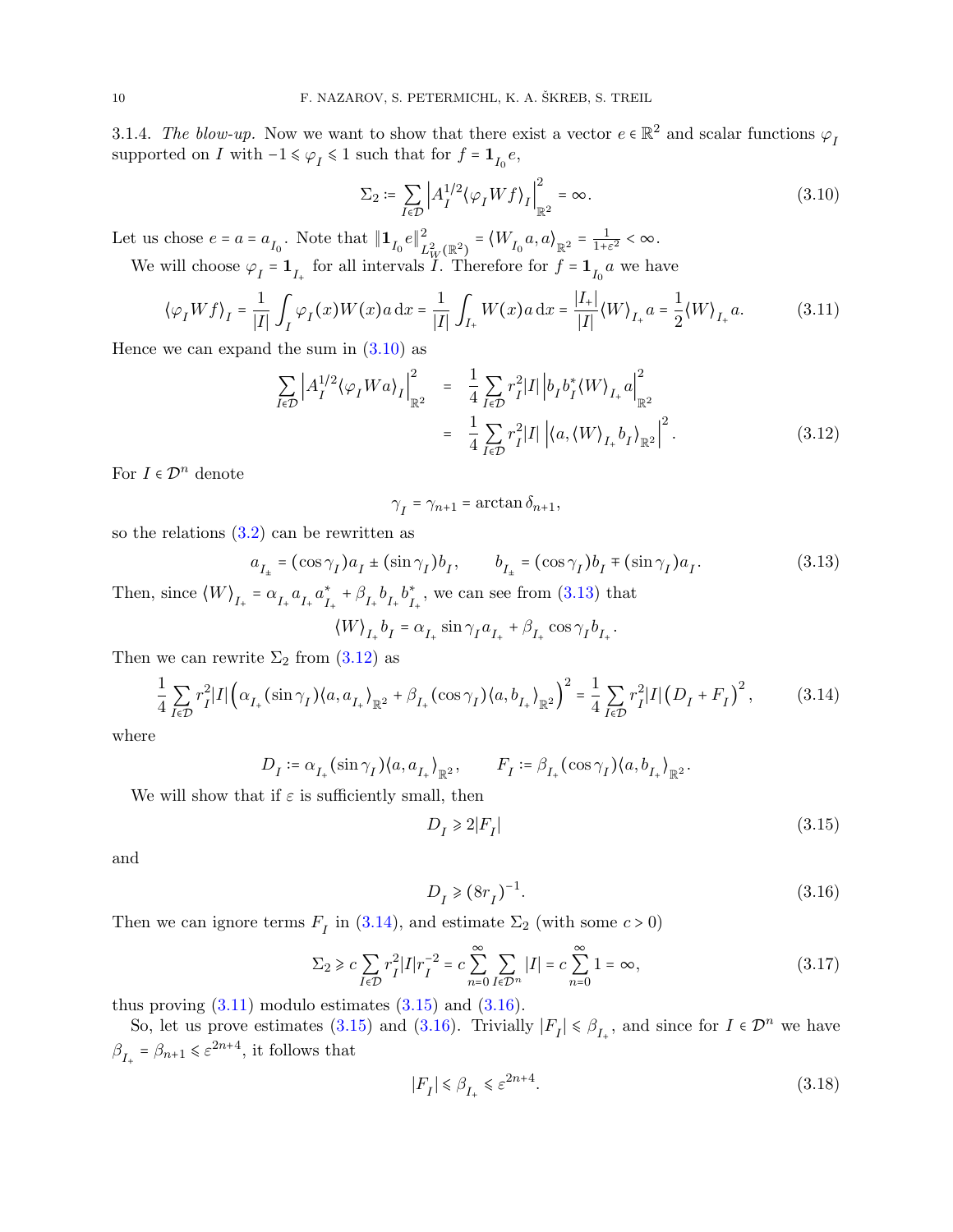3.1.4. *The blow-up.* Now we want to show that there exist a vector $e \in \mathbb{R}^2$ and scalar functions $\varphi_I$ supported on $I$ with $-1 \leqslant \varphi_I \leqslant 1$ such that for $f = \mathbf{1}_{I_0} e$,

$$\Sigma_2 := \sum_{I \in \mathcal{D}} \left| A_I^{1/2} \langle \varphi_I W f \rangle_I \right|^2_{\mathbb{R}^2} = \infty. \tag{3.10}$$

Let us chose $e = a = a_{I_0}$. Note that $\|\mathbf{1}_{I_0} e\|^2_{L^2_W(\mathbb{R}^2)} = \langle W_{I_0} a, a \rangle_{\mathbb{R}^2} = \frac{1}{1+\varepsilon^2} < \infty$.

We will choose $\varphi_I = \mathbf{1}_{I_+}$ for all intervals $I$. Therefore for $f = \mathbf{1}_{I_0} a$ we have

$$\langle \varphi_I W f \rangle_I = \frac{1}{|I|} \int_I \varphi_I(x) W(x) a \, \mathrm{d}x = \frac{1}{|I|} \int_{I_+} W(x) a \, \mathrm{d}x = \frac{|I_+|}{|I|} \langle W \rangle_{I_+} a = \frac{1}{2} \langle W \rangle_{I_+} a. \tag{3.11}$$

Hence we can expand the sum in (3.10) as

$$\begin{aligned} \sum_{I \in \mathcal{D}} \left| A_I^{1/2} \langle \varphi_I W a \rangle_I \right|^2_{\mathbb{R}^2} &= \frac{1}{4} \sum_{I \in \mathcal{D}} r_I^2 |I| \left| b_I b_I^* \langle W \rangle_{I_+} a \right|^2_{\mathbb{R}^2} \\ &= \frac{1}{4} \sum_{I \in \mathcal{D}} r_I^2 |I| \left| \langle a, \langle W \rangle_{I_+} b_I \rangle_{\mathbb{R}^2} \right|^2 . \end{aligned} \tag{3.12}$$

For $I \in \mathcal{D}^n$ denote

$$\gamma_I = \gamma_{n+1} = \arctan \delta_{n+1},$$

so the relations (3.2) can be rewritten as

$$a_{I_\pm} = (\cos \gamma_I) a_I \pm (\sin \gamma_I) b_I, \qquad b_{I_\pm} = (\cos \gamma_I) b_I \mp (\sin \gamma_I) a_I. \tag{3.13}$$

Then, since $\langle W \rangle_{I_+} = \alpha_{I_+} a_{I_+} a_{I_+}^* + \beta_{I_+} b_{I_+} b_{I_+}^*$, we can see from (3.13) that

$$\langle W \rangle_{I_+} b_I = \alpha_{I_+} \sin \gamma_I a_{I_+} + \beta_{I_+} \cos \gamma_I b_{I_+}.$$

Then we can rewrite $\Sigma_2$ from (3.12) as

$$\frac{1}{4} \sum_{I \in \mathcal{D}} r_I^2 |I| \Big( \alpha_{I_+} (\sin \gamma_I) \langle a, a_{I_+} \rangle_{\mathbb{R}^2} + \beta_{I_+} (\cos \gamma_I) \langle a, b_{I_+} \rangle_{\mathbb{R}^2} \Big)^2 = \frac{1}{4} \sum_{I \in \mathcal{D}} r_I^2 |I| \big( D_I + F_I \big)^2, \tag{3.14}$$

where

$$D_I := \alpha_{I_+} (\sin \gamma_I) \langle a, a_{I_+} \rangle_{\mathbb{R}^2}, \qquad F_I := \beta_{I_+} (\cos \gamma_I) \langle a, b_{I_+} \rangle_{\mathbb{R}^2}.$$

We will show that if $\varepsilon$ is sufficiently small, then

$$D_I \geqslant 2|F_I| \tag{3.15}$$

and

$$D_I \geqslant (8 r_I)^{-1}. \tag{3.16}$$

Then we can ignore terms $F_I$ in (3.14), and estimate $\Sigma_2$ (with some $c > 0$)

$$\Sigma_2 \geqslant c \sum_{I \in \mathcal{D}} r_I^2 |I| r_I^{-2} = c \sum_{n=0}^{\infty} \sum_{I \in \mathcal{D}^n} |I| = c \sum_{n=0}^{\infty} 1 = \infty, \tag{3.17}$$

thus proving (3.11) modulo estimates (3.15) and (3.16).

So, let us prove estimates (3.15) and (3.16). Trivially $|F_I| \leqslant \beta_{I_+}$, and since for $I \in \mathcal{D}^n$ we have $\beta_{I_+} = \beta_{n+1} \leqslant \varepsilon^{2n+4}$, it follows that

$$|F_I| \leqslant \beta_{I_+} \leqslant \varepsilon^{2n+4}. \tag{3.18}$$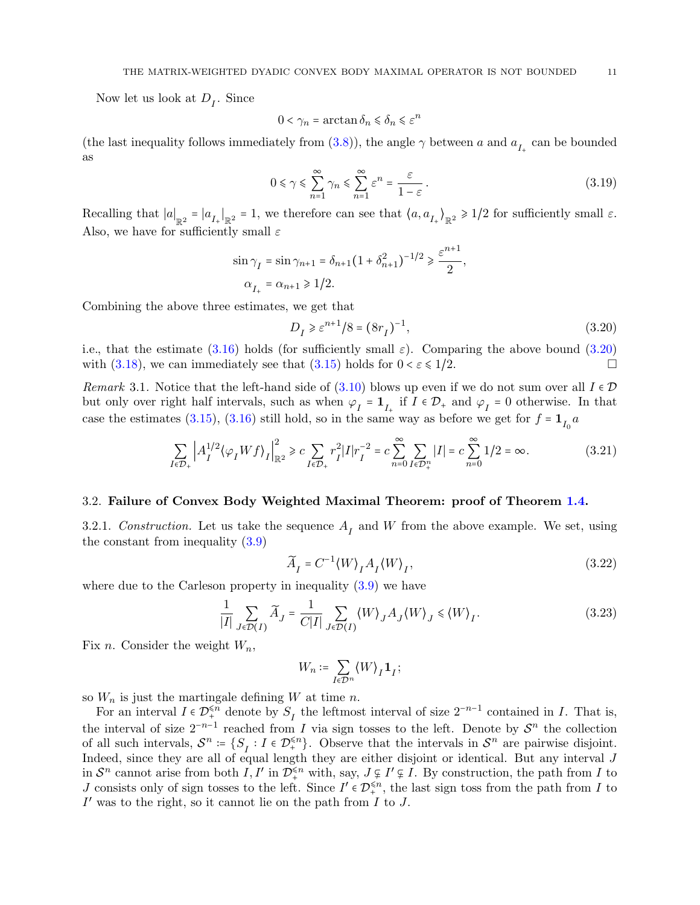Now let us look at $D_I$. Since

$$0 < \gamma_n = \arctan \delta_n \leqslant \delta_n \leqslant \varepsilon^n$$

(the last inequality follows immediately from (3.8)), the angle $\gamma$ between $a$ and $a_{I_+}$ can be bounded as

$$0 \leqslant \gamma \leqslant \sum_{n=1}^{\infty} \gamma_n \leqslant \sum_{n=1}^{\infty} \varepsilon^n = \frac{\varepsilon}{1-\varepsilon}. \tag{3.19}$$

Recalling that $|a|_{\mathbb{R}^2} = |a_{I_+}|_{\mathbb{R}^2} = 1$, we therefore can see that $\langle a, a_{I_+}\rangle_{\mathbb{R}^2} \geqslant 1/2$ for sufficiently small $\varepsilon$. Also, we have for sufficiently small $\varepsilon$

$$\sin \gamma_I = \sin \gamma_{n+1} = \delta_{n+1}(1+\delta_{n+1}^2)^{-1/2} \geqslant \frac{\varepsilon^{n+1}}{2},$$
$$\alpha_{I_+} = \alpha_{n+1} \geqslant 1/2.$$

Combining the above three estimates, we get that

$$D_I \geqslant \varepsilon^{n+1}/8 = (8r_I)^{-1}, \tag{3.20}$$

i.e., that the estimate (3.16) holds (for sufficiently small $\varepsilon$). Comparing the above bound (3.20) with (3.18), we can immediately see that (3.15) holds for $0 < \varepsilon \leqslant 1/2$. $\square$

*Remark* 3.1. Notice that the left-hand side of (3.10) blows up even if we do not sum over all $I \in \mathcal{D}$ but only over right half intervals, such as when $\varphi_I = \mathbf{1}_{I_+}$ if $I \in \mathcal{D}_+$ and $\varphi_I = 0$ otherwise. In that case the estimates (3.15), (3.16) still hold, so in the same way as before we get for $f = \mathbf{1}_{I_0} a$

$$\sum_{I\in\mathcal{D}_+} \left| A_I^{1/2} \langle \varphi_I W f\rangle_I \right|_{\mathbb{R}^2}^2 \geqslant c \sum_{I\in\mathcal{D}_+} r_I^2 |I| r_I^{-2} = c \sum_{n=0}^{\infty} \sum_{I\in\mathcal{D}_+^n} |I| = c\sum_{n=0}^{\infty} 1/2 = \infty. \tag{3.21}$$

### 3.2. Failure of Convex Body Weighted Maximal Theorem: proof of Theorem 1.4.

3.2.1. *Construction.* Let us take the sequence $A_I$ and $W$ from the above example. We set, using the constant from inequality (3.9)

$$\widetilde{A}_I = C^{-1}\langle W\rangle_I A_I \langle W\rangle_I, \tag{3.22}$$

where due to the Carleson property in inequality (3.9) we have

$$\frac{1}{|I|}\sum_{J\in\mathcal{D}(I)} \widetilde{A}_J = \frac{1}{C|I|}\sum_{J\in\mathcal{D}(I)} \langle W\rangle_J A_J \langle W\rangle_J \leqslant \langle W\rangle_I. \tag{3.23}$$

Fix $n$. Consider the weight $W_n$,

$$W_n := \sum_{I\in\mathcal{D}^n} \langle W\rangle_I \mathbf{1}_I;$$

so $W_n$ is just the martingale defining $W$ at time $n$.

For an interval $I \in \mathcal{D}_+^{\leqslant n}$ denote by $S_I$ the leftmost interval of size $2^{-n-1}$ contained in $I$. That is, the interval of size $2^{-n-1}$ reached from $I$ via sign tosses to the left. Denote by $\mathcal{S}^n$ the collection of all such intervals, $\mathcal{S}^n := \{S_I : I \in \mathcal{D}_+^{\leqslant n}\}$. Observe that the intervals in $\mathcal{S}^n$ are pairwise disjoint. Indeed, since they are all of equal length they are either disjoint or identical. But any interval $J$ in $\mathcal{S}^n$ cannot arise from both $I, I'$ in $\mathcal{D}_+^{\leqslant n}$ with, say, $J \subsetneq I' \subsetneq I$. By construction, the path from $I$ to $J$ consists only of sign tosses to the left. Since $I' \in \mathcal{D}_+^{\leqslant n}$, the last sign toss from the path from $I$ to $I'$ was to the right, so it cannot lie on the path from $I$ to $J$.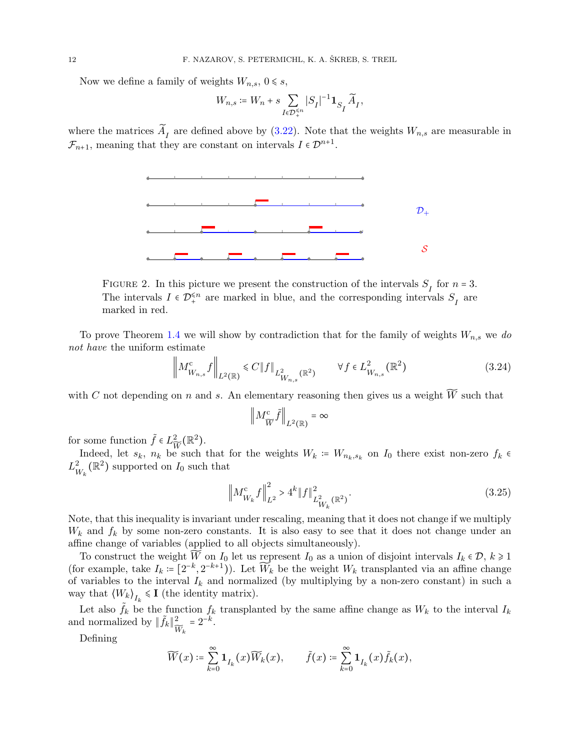Now we define a family of weights $W_{n,s}$, $0 \leqslant s$,

$$W_{n,s} := W_n + s \sum_{I \in \mathcal{D}_+^{\leqslant n}} |S_I|^{-1} \mathbf{1}_{S_I} \widetilde{A}_I,$$

where the matrices $\widetilde{A}_I$ are defined above by (3.22). Note that the weights $W_{n,s}$ are measurable in $\mathcal{F}_{n+1}$, meaning that they are constant on intervals $I \in \mathcal{D}^{n+1}$.

FIGURE 2. In this picture we present the construction of the intervals $S_I$ for $n = 3$. The intervals $I \in \mathcal{D}_+^{\leqslant n}$ are marked in blue, and the corresponding intervals $S_I$ are marked in red.

To prove Theorem 1.4 we will show by contradiction that for the family of weights $W_{n,s}$ we *do not have* the uniform estimate

$$\left\| M^{\mathrm{c}}_{W_{n,s}} f \right\|_{L^2(\mathbb{R})} \leqslant C \|f\|_{L^2_{W_{n,s}}(\mathbb{R}^2)} \qquad \forall f \in L^2_{W_{n,s}}(\mathbb{R}^2) \tag{3.24}$$

with $C$ not depending on $n$ and $s$. An elementary reasoning then gives us a weight $\widetilde{W}$ such that

$$\left\| M^{\mathrm{c}}_{\widetilde{W}} \tilde{f} \right\|_{L^2(\mathbb{R})} = \infty$$

for some function $\tilde{f} \in L^2_{\widetilde{W}}(\mathbb{R}^2)$.

Indeed, let $s_k$, $n_k$ be such that for the weights $W_k := W_{n_k, s_k}$ on $I_0$ there exist non-zero $f_k \in L^2_{W_k}(\mathbb{R}^2)$ supported on $I_0$ such that

$$\left\| M^{\mathrm{c}}_{W_k} f \right\|^2_{L^2} > 4^k \|f\|^2_{L^2_{W_k}(\mathbb{R}^2)}. \tag{3.25}$$

Note, that this inequality is invariant under rescaling, meaning that it does not change if we multiply $W_k$ and $f_k$ by some non-zero constants. It is also easy to see that it does not change under an affine change of variables (applied to all objects simultaneously).

To construct the weight $\widetilde{W}$ on $I_0$ let us represent $I_0$ as a union of disjoint intervals $I_k \in \mathcal{D}$, $k \geqslant 1$ (for example, take $I_k := [2^{-k}, 2^{-k+1})$). Let $\widetilde{W}_k$ be the weight $W_k$ transplanted via an affine change of variables to the interval $I_k$ and normalized (by multiplying by a non-zero constant) in such a way that $\langle W_k \rangle_{I_k} \leqslant \mathbf{I}$ (the identity matrix).

Let also $\tilde{f}_k$ be the function $f_k$ transplanted by the same affine change as $W_k$ to the interval $I_k$ and normalized by $\|\tilde{f}_k\|^2_{\widetilde{W}_k} = 2^{-k}$.

Defining

$$\widetilde{W}(x) := \sum_{k=0}^{\infty} \mathbf{1}_{I_k}(x) \widetilde{W}_k(x), \qquad \tilde{f}(x) := \sum_{k=0}^{\infty} \mathbf{1}_{I_k}(x) \tilde{f}_k(x),$$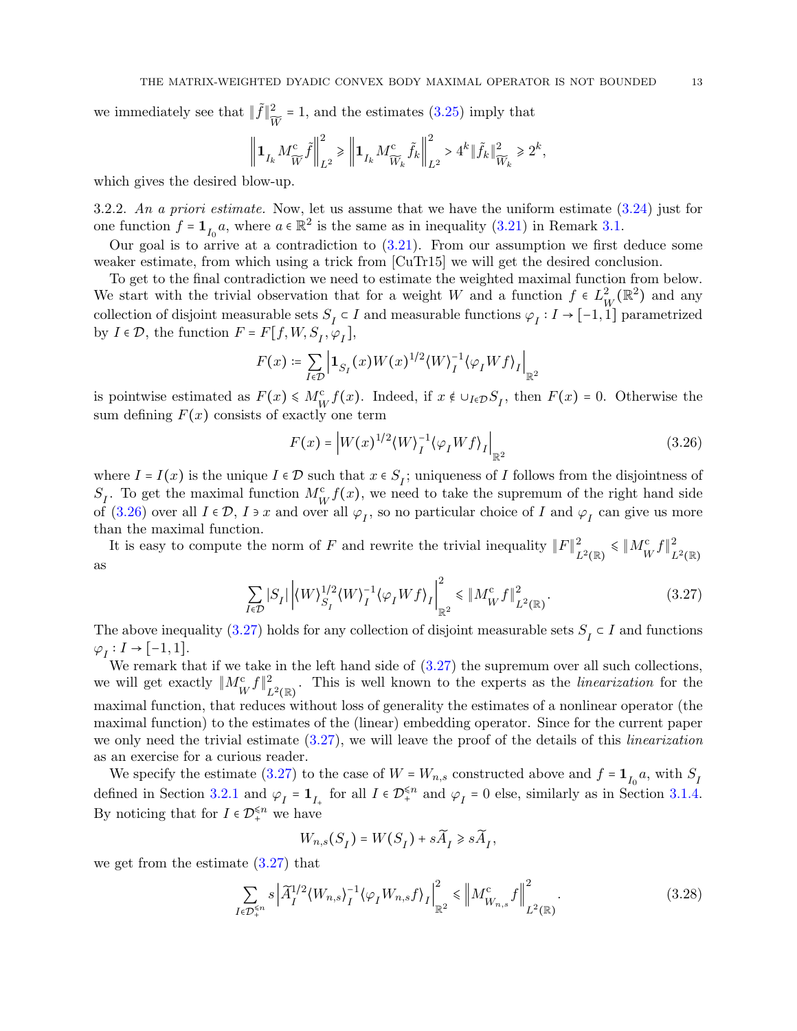we immediately see that $\|\tilde{f}\|^2_{\widetilde{W}} = 1$, and the estimates (3.25) imply that

$$\left\|\mathbf{1}_{I_k} M^{\mathrm{c}}_{\widetilde{W}} \tilde{f}\right\|^2_{L^2} \geqslant \left\|\mathbf{1}_{I_k} M^{\mathrm{c}}_{\widetilde{W}_k} \tilde{f}_k\right\|^2_{L^2} > 4^k \|\tilde{f}_k\|^2_{\widetilde{W}_k} \geqslant 2^k,$$

which gives the desired blow-up.

3.2.2. *An a priori estimate.* Now, let us assume that we have the uniform estimate (3.24) just for one function $f = \mathbf{1}_{I_0} a$, where $a \in \mathbb{R}^2$ is the same as in inequality (3.21) in Remark 3.1.

Our goal is to arrive at a contradiction to (3.21). From our assumption we first deduce some weaker estimate, from which using a trick from [CuTr15] we will get the desired conclusion.

To get to the final contradiction we need to estimate the weighted maximal function from below. We start with the trivial observation that for a weight $W$ and a function $f \in L^2_W(\mathbb{R}^2)$ and any collection of disjoint measurable sets $S_I \subset I$ and measurable functions $\varphi_I : I \to [-1,1]$ parametrized by $I \in \mathcal{D}$, the function $F = F[f, W, S_I, \varphi_I]$,

$$F(x) := \sum_{I \in \mathcal{D}} \left| \mathbf{1}_{S_I}(x) W(x)^{1/2} \langle W \rangle_I^{-1} \langle \varphi_I W f \rangle_I \right|_{\mathbb{R}^2}$$

is pointwise estimated as $F(x) \leqslant M^{\mathrm{c}}_W f(x)$. Indeed, if $x \notin \cup_{I \in \mathcal{D}} S_I$, then $F(x) = 0$. Otherwise the sum defining $F(x)$ consists of exactly one term

$$F(x) = \left| W(x)^{1/2} \langle W \rangle_I^{-1} \langle \varphi_I W f \rangle_I \right|_{\mathbb{R}^2} \tag{3.26}$$

where $I = I(x)$ is the unique $I \in \mathcal{D}$ such that $x \in S_I$; uniqueness of $I$ follows from the disjointness of $S_I$. To get the maximal function $M^{\mathrm{c}}_W f(x)$, we need to take the supremum of the right hand side of (3.26) over all $I \in \mathcal{D}$, $I \ni x$ and over all $\varphi_I$, so no particular choice of $I$ and $\varphi_I$ can give us more than the maximal function.

It is easy to compute the norm of $F$ and rewrite the trivial inequality $\|F\|^2_{L^2(\mathbb{R})} \leqslant \|M^{\mathrm{c}}_W f\|^2_{L^2(\mathbb{R})}$ as

$$\sum_{I \in \mathcal{D}} |S_I| \left| \langle W \rangle_{S_I}^{1/2} \langle W \rangle_I^{-1} \langle \varphi_I W f \rangle_I \right|^2_{\mathbb{R}^2} \leqslant \|M^{\mathrm{c}}_W f\|^2_{L^2(\mathbb{R})}. \tag{3.27}$$

The above inequality (3.27) holds for any collection of disjoint measurable sets $S_I \subset I$ and functions $\varphi_I : I \to [-1,1]$.

We remark that if we take in the left hand side of (3.27) the supremum over all such collections, we will get exactly $\|M^{\mathrm{c}}_W f\|^2_{L^2(\mathbb{R})}$. This is well known to the experts as the *linearization* for the maximal function, that reduces without loss of generality the estimates of a nonlinear operator (the maximal function) to the estimates of the (linear) embedding operator. Since for the current paper we only need the trivial estimate (3.27), we will leave the proof of the details of this *linearization* as an exercise for a curious reader.

We specify the estimate (3.27) to the case of $W = W_{n,s}$ constructed above and $f = \mathbf{1}_{I_0} a$, with $S_I$ defined in Section 3.2.1 and $\varphi_I = \mathbf{1}_{I_+}$ for all $I \in \mathcal{D}_+^{\leqslant n}$ and $\varphi_I = 0$ else, similarly as in Section 3.1.4. By noticing that for $I \in \mathcal{D}_+^{\leqslant n}$ we have

$$W_{n,s}(S_I) = W(S_I) + s\widetilde{A}_I \geqslant s\widetilde{A}_I,$$

we get from the estimate (3.27) that

$$\sum_{I \in \mathcal{D}_+^{\leqslant n}} s \left| \widetilde{A}_I^{1/2} \langle W_{n,s} \rangle_I^{-1} \langle \varphi_I W_{n,s} f \rangle_I \right|^2_{\mathbb{R}^2} \leqslant \left\| M^{\mathrm{c}}_{W_{n,s}} f \right\|^2_{L^2(\mathbb{R})}. \tag{3.28}$$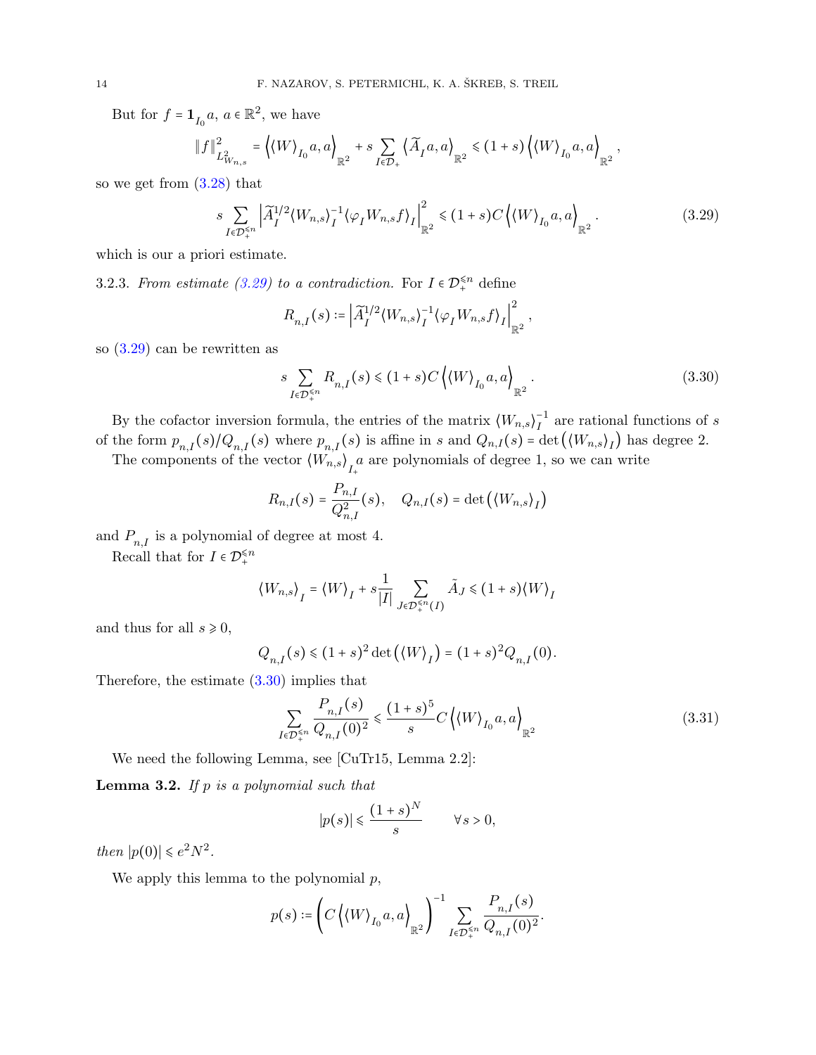But for $f = \mathbf{1}_{I_0} a$, $a \in \mathbb{R}^2$, we have

$$\|f\|^2_{L^2_{W_{n,s}}} = \left\langle \langle W \rangle_{I_0} a, a \right\rangle_{\mathbb{R}^2} + s \sum_{I \in \mathcal{D}_+} \left\langle \widetilde{A}_I a, a \right\rangle_{\mathbb{R}^2} \leqslant (1+s) \left\langle \langle W \rangle_{I_0} a, a \right\rangle_{\mathbb{R}^2},$$

so we get from (3.28) that

$$s \sum_{I \in \mathcal{D}_+^{\leqslant n}} \left| \widetilde{A}_I^{1/2} \langle W_{n,s} \rangle_I^{-1} \langle \varphi_I W_{n,s} f \rangle_I \right|^2_{\mathbb{R}^2} \leqslant (1+s) C \left\langle \langle W \rangle_{I_0} a, a \right\rangle_{\mathbb{R}^2}. \tag{3.29}$$

which is our a priori estimate.

3.2.3. *From estimate (3.29) to a contradiction.* For $I \in \mathcal{D}_+^{\leqslant n}$ define

$$R_{n,I}(s) := \left| \widetilde{A}_I^{1/2} \langle W_{n,s} \rangle_I^{-1} \langle \varphi_I W_{n,s} f \rangle_I \right|^2_{\mathbb{R}^2},$$

so (3.29) can be rewritten as

$$s \sum_{I \in \mathcal{D}_+^{\leqslant n}} R_{n,I}(s) \leqslant (1+s) C \left\langle \langle W \rangle_{I_0} a, a \right\rangle_{\mathbb{R}^2}. \tag{3.30}$$

By the cofactor inversion formula, the entries of the matrix $\langle W_{n,s} \rangle_I^{-1}$ are rational functions of $s$ of the form $p_{n,I}(s)/Q_{n,I}(s)$ where $p_{n,I}(s)$ is affine in $s$ and $Q_{n,I}(s) = \det\left(\langle W_{n,s} \rangle_I\right)$ has degree 2.

The components of the vector $\langle W_{n,s} \rangle_{I_+} a$ are polynomials of degree 1, so we can write

$$R_{n,I}(s) = \frac{P_{n,I}}{Q_{n,I}^2}(s), \quad Q_{n,I}(s) = \det\left(\langle W_{n,s} \rangle_I\right)$$

and $P_{n,I}$ is a polynomial of degree at most 4.

Recall that for $I \in \mathcal{D}_+^{\leqslant n}$

$$\langle W_{n,s} \rangle_I = \langle W \rangle_I + s \frac{1}{|I|} \sum_{J \in \mathcal{D}_+^{\leqslant n}(I)} \tilde{A}_J \leqslant (1+s) \langle W \rangle_I$$

and thus for all $s \geqslant 0$,

$$Q_{n,I}(s) \leqslant (1+s)^2 \det\left(\langle W \rangle_I\right) = (1+s)^2 Q_{n,I}(0).$$

Therefore, the estimate (3.30) implies that

$$\sum_{I \in \mathcal{D}_+^{\leqslant n}} \frac{P_{n,I}(s)}{Q_{n,I}(0)^2} \leqslant \frac{(1+s)^5}{s} C \left\langle \langle W \rangle_{I_0} a, a \right\rangle_{\mathbb{R}^2} \tag{3.31}$$

We need the following Lemma, see [CuTr15, Lemma 2.2]:

**Lemma 3.2.** *If $p$ is a polynomial such that*

$$|p(s)| \leqslant \frac{(1+s)^N}{s} \qquad \forall s > 0,$$

*then $|p(0)| \leqslant e^2 N^2$.*

We apply this lemma to the polynomial $p$,

$$p(s) := \left( C \left\langle \langle W \rangle_{I_0} a, a \right\rangle_{\mathbb{R}^2} \right)^{-1} \sum_{I \in \mathcal{D}_+^{\leqslant n}} \frac{P_{n,I}(s)}{Q_{n,I}(0)^2}.$$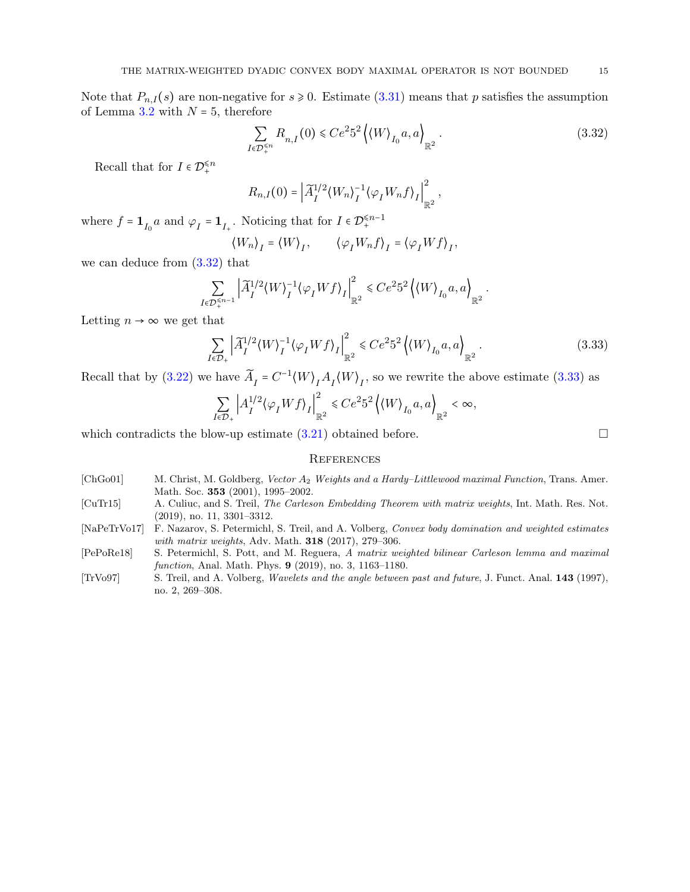Note that $P_{n,I}(s)$ are non-negative for $s \geqslant 0$. Estimate (3.31) means that $p$ satisfies the assumption of Lemma 3.2 with $N = 5$, therefore

$$\sum_{I \in \mathcal{D}_+^{\leqslant n}} R_{n,I}(0) \leqslant Ce^2 5^2 \left\langle \langle W \rangle_{I_0} a, a \right\rangle_{\mathbb{R}^2}. \tag{3.32}$$

Recall that for $I \in \mathcal{D}_+^{\leqslant n}$

$$R_{n,I}(0) = \left| \widetilde{A}_I^{1/2} \langle W_n \rangle_I^{-1} \langle \varphi_I W_n f \rangle_I \right|_{\mathbb{R}^2}^2,$$

where $f = \mathbf{1}_{I_0} a$ and $\varphi_I = \mathbf{1}_{I_+}$. Noticing that for $I \in \mathcal{D}_+^{\leqslant n-1}$

$$\langle W_n \rangle_I = \langle W \rangle_I, \qquad \langle \varphi_I W_n f \rangle_I = \langle \varphi_I W f \rangle_I,$$

we can deduce from (3.32) that

$$\sum_{I \in \mathcal{D}_+^{\leqslant n-1}} \left| \widetilde{A}_I^{1/2} \langle W \rangle_I^{-1} \langle \varphi_I W f \rangle_I \right|_{\mathbb{R}^2}^2 \leqslant Ce^2 5^2 \left\langle \langle W \rangle_{I_0} a, a \right\rangle_{\mathbb{R}^2}.$$

Letting $n \to \infty$ we get that

$$\sum_{I \in \mathcal{D}_+} \left| \widetilde{A}_I^{1/2} \langle W \rangle_I^{-1} \langle \varphi_I W f \rangle_I \right|_{\mathbb{R}^2}^2 \leqslant Ce^2 5^2 \left\langle \langle W \rangle_{I_0} a, a \right\rangle_{\mathbb{R}^2}. \tag{3.33}$$

Recall that by (3.22) we have $\widetilde{A}_I = C^{-1} \langle W \rangle_I A_I \langle W \rangle_I$, so we rewrite the above estimate (3.33) as

$$\sum_{I \in \mathcal{D}_+} \left| A_I^{1/2} \langle \varphi_I W f \rangle_I \right|_{\mathbb{R}^2}^2 \leqslant Ce^2 5^2 \left\langle \langle W \rangle_{I_0} a, a \right\rangle_{\mathbb{R}^2} < \infty,$$

which contradicts the blow-up estimate (3.21) obtained before. □

## References

[ChGo01] M. Christ, M. Goldberg, *Vector $A_2$ Weights and a Hardy–Littlewood maximal Function*, Trans. Amer. Math. Soc. **353** (2001), 1995–2002.

[CuTr15] A. Culiuc, and S. Treil, *The Carleson Embedding Theorem with matrix weights*, Int. Math. Res. Not. (2019), no. 11, 3301–3312.

[NaPeTrVo17] F. Nazarov, S. Petermichl, S. Treil, and A. Volberg, *Convex body domination and weighted estimates with matrix weights*, Adv. Math. **318** (2017), 279–306.

[PePoRe18] S. Petermichl, S. Pott, and M. Reguera, *A matrix weighted bilinear Carleson lemma and maximal function*, Anal. Math. Phys. **9** (2019), no. 3, 1163–1180.

[TrVo97] S. Treil, and A. Volberg, *Wavelets and the angle between past and future*, J. Funct. Anal. **143** (1997), no. 2, 269–308.